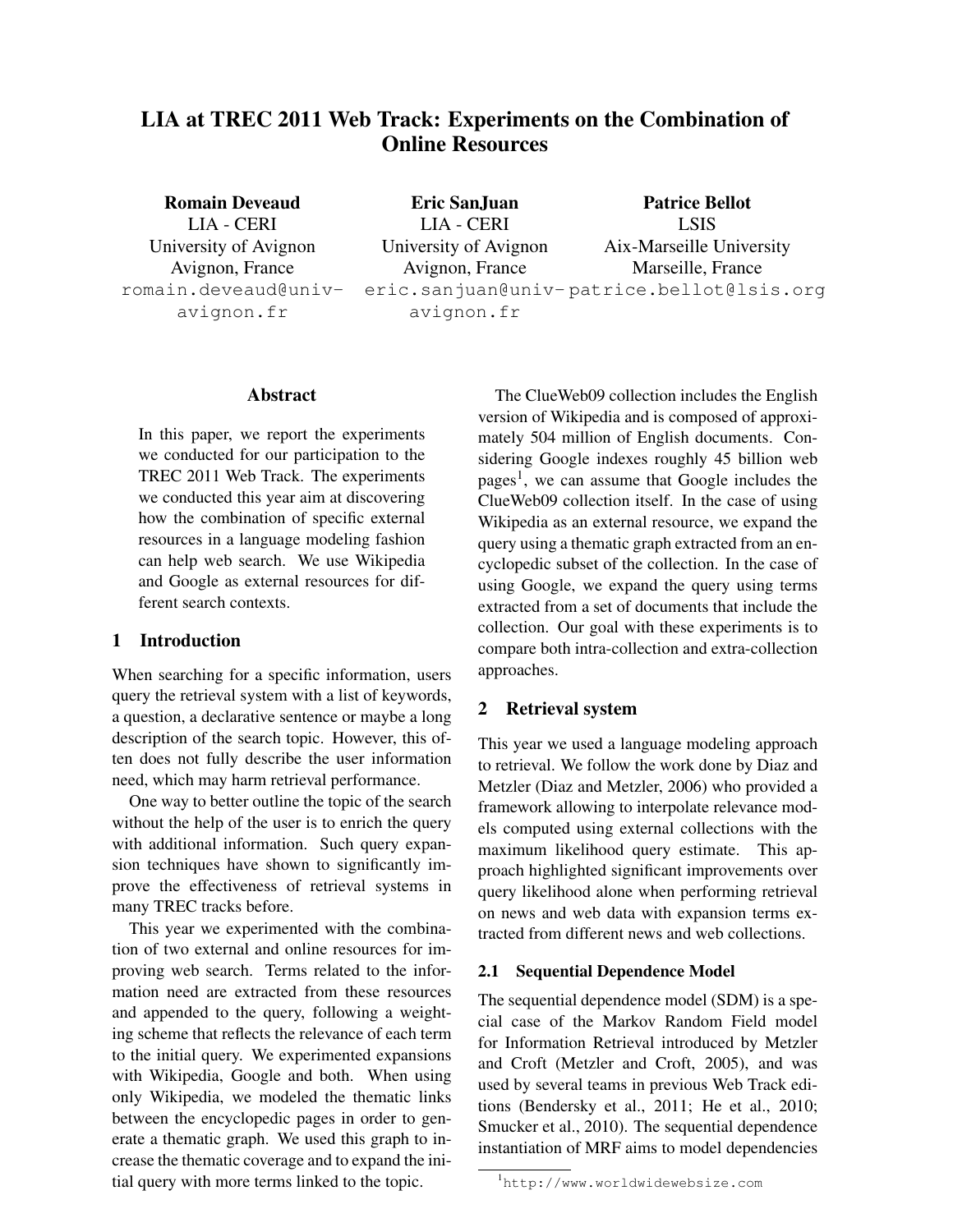# LIA at TREC 2011 Web Track: Experiments on the Combination of Online Resources

**Romain Deveaud**
LIA - CERI
University of Avignon
Avignon, France
romain.deveaud@univ-avignon.fr

**Eric SanJuan**
LIA - CERI
University of Avignon
Avignon, France
eric.sanjuan@univ-avignon.fr

**Patrice Bellot**
LSIS
Aix-Marseille University
Marseille, France
patrice.bellot@lsis.org

## Abstract

In this paper, we report the experiments we conducted for our participation to the TREC 2011 Web Track. The experiments we conducted this year aim at discovering how the combination of specific external resources in a language modeling fashion can help web search. We use Wikipedia and Google as external resources for different search contexts.

## 1 Introduction

When searching for a specific information, users query the retrieval system with a list of keywords, a question, a declarative sentence or maybe a long description of the search topic. However, this often does not fully describe the user information need, which may harm retrieval performance.

One way to better outline the topic of the search without the help of the user is to enrich the query with additional information. Such query expansion techniques have shown to significantly improve the effectiveness of retrieval systems in many TREC tracks before.

This year we experimented with the combination of two external and online resources for improving web search. Terms related to the information need are extracted from these resources and appended to the query, following a weighting scheme that reflects the relevance of each term to the initial query. We experimented expansions with Wikipedia, Google and both. When using only Wikipedia, we modeled the thematic links between the encyclopedic pages in order to generate a thematic graph. We used this graph to increase the thematic coverage and to expand the initial query with more terms linked to the topic.

The ClueWeb09 collection includes the English version of Wikipedia and is composed of approximately 504 million of English documents. Considering Google indexes roughly 45 billion web pages[1], we can assume that Google includes the ClueWeb09 collection itself. In the case of using Wikipedia as an external resource, we expand the query using a thematic graph extracted from an encyclopedic subset of the collection. In the case of using Google, we expand the query using terms extracted from a set of documents that include the collection. Our goal with these experiments is to compare both intra-collection and extra-collection approaches.

## 2 Retrieval system

This year we used a language modeling approach to retrieval. We follow the work done by Diaz and Metzler (Diaz and Metzler, 2006) who provided a framework allowing to interpolate relevance models computed using external collections with the maximum likelihood query estimate. This approach highlighted significant improvements over query likelihood alone when performing retrieval on news and web data with expansion terms extracted from different news and web collections.

### 2.1 Sequential Dependence Model

The sequential dependence model (SDM) is a special case of the Markov Random Field model for Information Retrieval introduced by Metzler and Croft (Metzler and Croft, 2005), and was used by several teams in previous Web Track editions (Bendersky et al., 2011; He et al., 2010; Smucker et al., 2010). The sequential dependence instantiation of MRF aims to model dependencies

[1] http://www.worldwidewebsize.com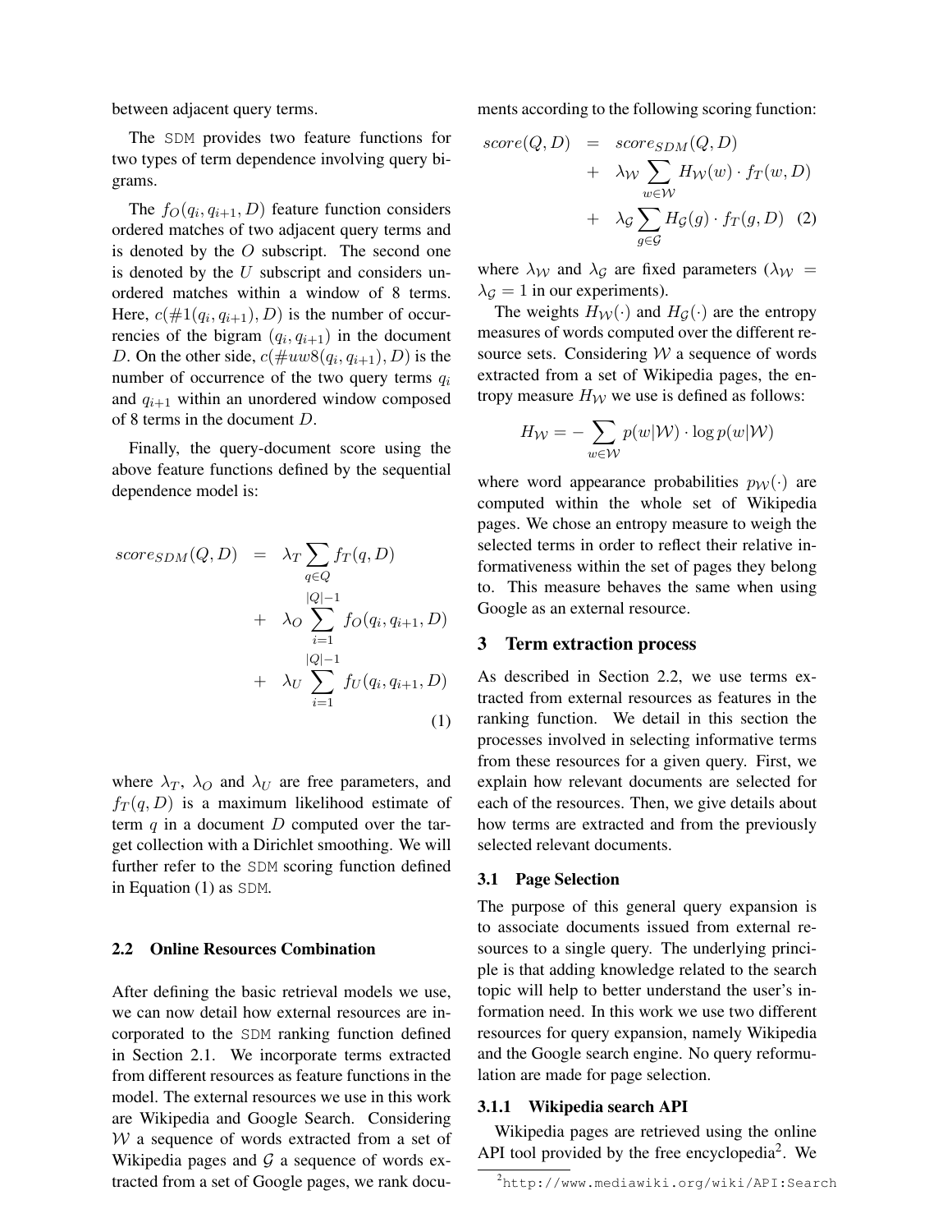between adjacent query terms.

The SDM provides two feature functions for two types of term dependence involving query bigrams.

The $f_O(q_i, q_{i+1}, D)$ feature function considers ordered matches of two adjacent query terms and is denoted by the $O$ subscript. The second one is denoted by the $U$ subscript and considers unordered matches within a window of 8 terms. Here, $c(\#1(q_i, q_{i+1}), D)$ is the number of occurrencies of the bigram $(q_i, q_{i+1})$ in the document $D$. On the other side, $c(\#uw8(q_i, q_{i+1}), D)$ is the number of occurrence of the two query terms $q_i$ and $q_{i+1}$ within an unordered window composed of 8 terms in the document $D$.

Finally, the query-document score using the above feature functions defined by the sequential dependence model is:

$$
\begin{aligned}
score_{SDM}(Q, D) &= \lambda_T \sum_{q \in Q} f_T(q, D) \\
&+ \lambda_O \sum_{i=1}^{|Q|-1} f_O(q_i, q_{i+1}, D) \\
&+ \lambda_U \sum_{i=1}^{|Q|-1} f_U(q_i, q_{i+1}, D)
\end{aligned}
\tag{1}
$$

where $\lambda_T$, $\lambda_O$ and $\lambda_U$ are free parameters, and $f_T(q, D)$ is a maximum likelihood estimate of term $q$ in a document $D$ computed over the target collection with a Dirichlet smoothing. We will further refer to the SDM scoring function defined in Equation (1) as SDM.

### 2.2 Online Resources Combination

After defining the basic retrieval models we use, we can now detail how external resources are incorporated to the SDM ranking function defined in Section 2.1. We incorporate terms extracted from different resources as feature functions in the model. The external resources we use in this work are Wikipedia and Google Search. Considering $\mathcal{W}$ a sequence of words extracted from a set of Wikipedia pages and $\mathcal{G}$ a sequence of words extracted from a set of Google pages, we rank documents according to the following scoring function:

$$
\begin{aligned}
score(Q, D) &= score_{SDM}(Q, D) \\
&+ \lambda_{\mathcal{W}} \sum_{w \in \mathcal{W}} H_{\mathcal{W}}(w) \cdot f_T(w, D) \\
&+ \lambda_{\mathcal{G}} \sum_{g \in \mathcal{G}} H_{\mathcal{G}}(g) \cdot f_T(g, D)
\end{aligned}
\tag{2}
$$

where $\lambda_{\mathcal{W}}$ and $\lambda_{\mathcal{G}}$ are fixed parameters ($\lambda_{\mathcal{W}} = \lambda_{\mathcal{G}} = 1$ in our experiments).

The weights $H_{\mathcal{W}}(\cdot)$ and $H_{\mathcal{G}}(\cdot)$ are the entropy measures of words computed over the different resource sets. Considering $\mathcal{W}$ a sequence of words extracted from a set of Wikipedia pages, the entropy measure $H_{\mathcal{W}}$ we use is defined as follows:

$$
H_{\mathcal{W}} = -\sum_{w \in \mathcal{W}} p(w|\mathcal{W}) \cdot \log p(w|\mathcal{W})
$$

where word appearance probabilities $p_{\mathcal{W}}(\cdot)$ are computed within the whole set of Wikipedia pages. We chose an entropy measure to weigh the selected terms in order to reflect their relative informativeness within the set of pages they belong to. This measure behaves the same when using Google as an external resource.

## 3 Term extraction process

As described in Section 2.2, we use terms extracted from external resources as features in the ranking function. We detail in this section the processes involved in selecting informative terms from these resources for a given query. First, we explain how relevant documents are selected for each of the resources. Then, we give details about how terms are extracted and from the previously selected relevant documents.

### 3.1 Page Selection

The purpose of this general query expansion is to associate documents issued from external resources to a single query. The underlying principle is that adding knowledge related to the search topic will help to better understand the user's information need. In this work we use two different resources for query expansion, namely Wikipedia and the Google search engine. No query reformulation are made for page selection.

#### 3.1.1 Wikipedia search API

Wikipedia pages are retrieved using the online API tool provided by the free encyclopedia[2]. We

[2] http://www.mediawiki.org/wiki/API:Search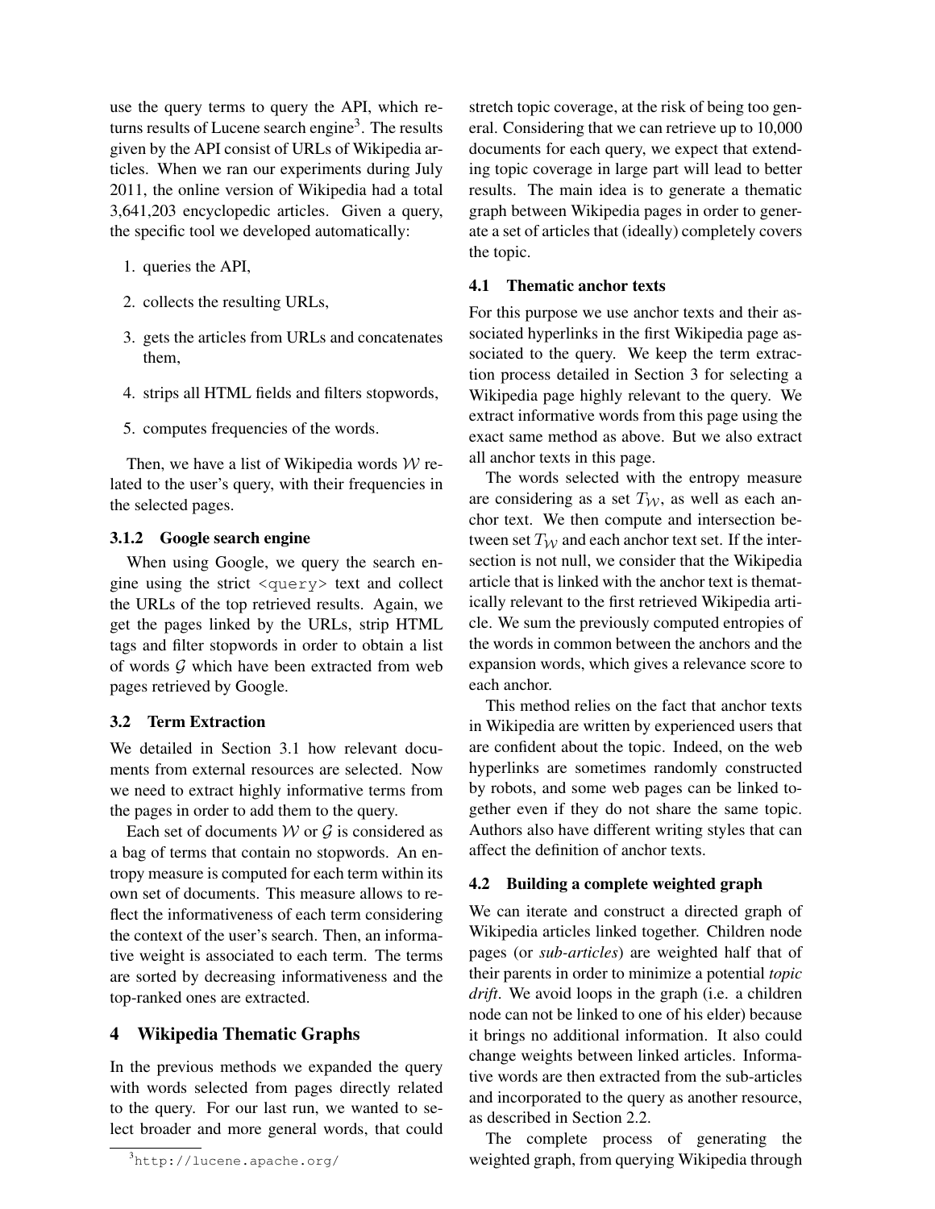use the query terms to query the API, which returns results of Lucene search engine[3]. The results given by the API consist of URLs of Wikipedia articles. When we ran our experiments during July 2011, the online version of Wikipedia had a total 3,641,203 encyclopedic articles. Given a query, the specific tool we developed automatically:

1. queries the API,
2. collects the resulting URLs,
3. gets the articles from URLs and concatenates them,
4. strips all HTML fields and filters stopwords,
5. computes frequencies of the words.

Then, we have a list of Wikipedia words $\mathcal{W}$ related to the user's query, with their frequencies in the selected pages.

#### 3.1.2 Google search engine

When using Google, we query the search engine using the strict `<query>` text and collect the URLs of the top retrieved results. Again, we get the pages linked by the URLs, strip HTML tags and filter stopwords in order to obtain a list of words $\mathcal{G}$ which have been extracted from web pages retrieved by Google.

### 3.2 Term Extraction

We detailed in Section 3.1 how relevant documents from external resources are selected. Now we need to extract highly informative terms from the pages in order to add them to the query.

Each set of documents $\mathcal{W}$ or $\mathcal{G}$ is considered as a bag of terms that contain no stopwords. An entropy measure is computed for each term within its own set of documents. This measure allows to reflect the informativeness of each term considering the context of the user's search. Then, an informative weight is associated to each term. The terms are sorted by decreasing informativeness and the top-ranked ones are extracted.

## 4 Wikipedia Thematic Graphs

In the previous methods we expanded the query with words selected from pages directly related to the query. For our last run, we wanted to select broader and more general words, that could stretch topic coverage, at the risk of being too general. Considering that we can retrieve up to 10,000 documents for each query, we expect that extending topic coverage in large part will lead to better results. The main idea is to generate a thematic graph between Wikipedia pages in order to generate a set of articles that (ideally) completely covers the topic.

### 4.1 Thematic anchor texts

For this purpose we use anchor texts and their associated hyperlinks in the first Wikipedia page associated to the query. We keep the term extraction process detailed in Section 3 for selecting a Wikipedia page highly relevant to the query. We extract informative words from this page using the exact same method as above. But we also extract all anchor texts in this page.

The words selected with the entropy measure are considering as a set $T_{\mathcal{W}}$, as well as each anchor text. We then compute and intersection between set $T_{\mathcal{W}}$ and each anchor text set. If the intersection is not null, we consider that the Wikipedia article that is linked with the anchor text is thematically relevant to the first retrieved Wikipedia article. We sum the previously computed entropies of the words in common between the anchors and the expansion words, which gives a relevance score to each anchor.

This method relies on the fact that anchor texts in Wikipedia are written by experienced users that are confident about the topic. Indeed, on the web hyperlinks are sometimes randomly constructed by robots, and some web pages can be linked together even if they do not share the same topic. Authors also have different writing styles that can affect the definition of anchor texts.

### 4.2 Building a complete weighted graph

We can iterate and construct a directed graph of Wikipedia articles linked together. Children node pages (or *sub-articles*) are weighted half that of their parents in order to minimize a potential *topic drift*. We avoid loops in the graph (i.e. a children node can not be linked to one of his elder) because it brings no additional information. It also could change weights between linked articles. Informative words are then extracted from the sub-articles and incorporated to the query as another resource, as described in Section 2.2.

The complete process of generating the weighted graph, from querying Wikipedia through

[3] http://lucene.apache.org/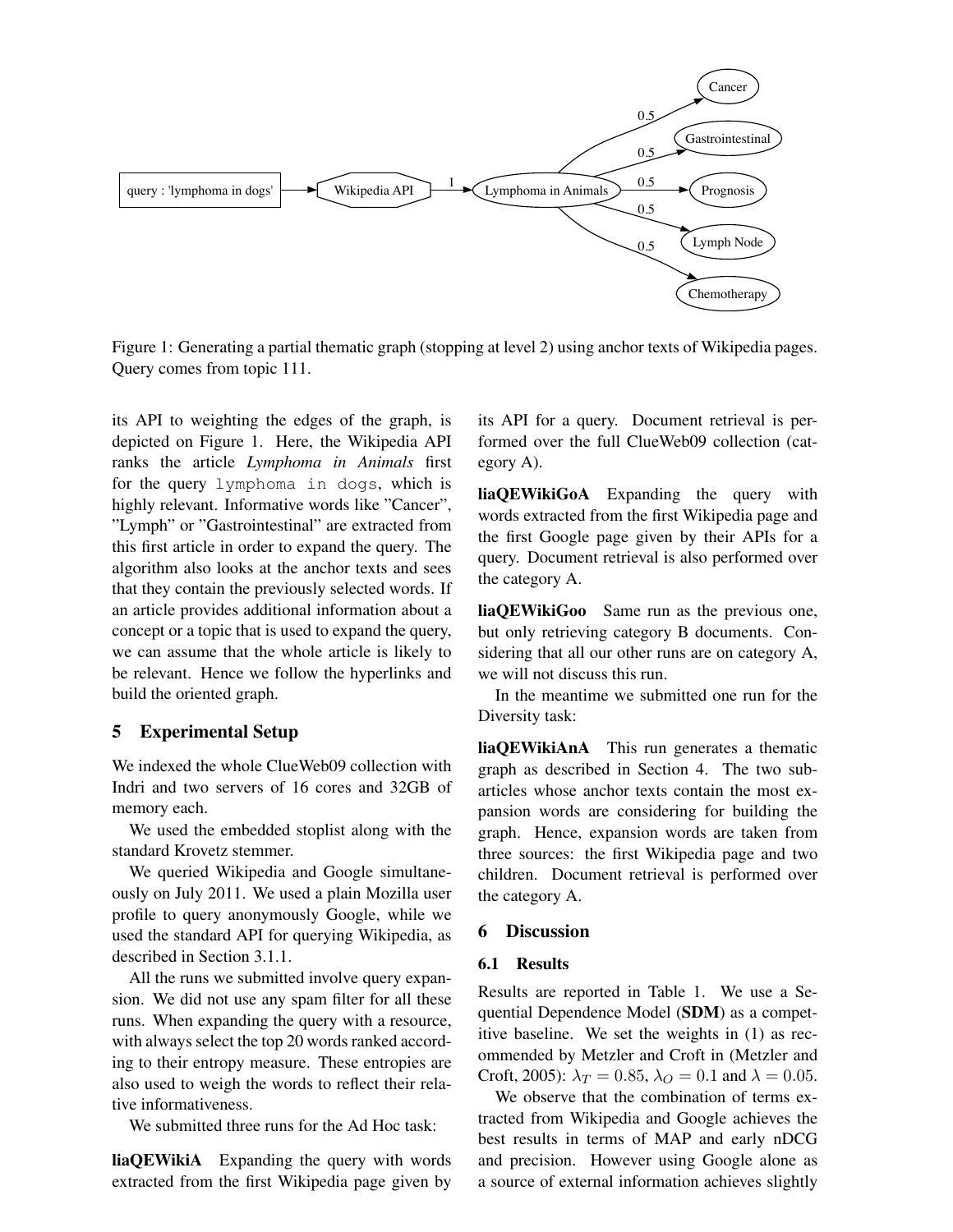Figure 1: Generating a partial thematic graph (stopping at level 2) using anchor texts of Wikipedia pages. Query comes from topic 111.

its API to weighting the edges of the graph, is depicted on Figure 1. Here, the Wikipedia API ranks the article *Lymphoma in Animals* first for the query `lymphoma in dogs`, which is highly relevant. Informative words like "Cancer", "Lymph" or "Gastrointestinal" are extracted from this first article in order to expand the query. The algorithm also looks at the anchor texts and sees that they contain the previously selected words. If an article provides additional information about a concept or a topic that is used to expand the query, we can assume that the whole article is likely to be relevant. Hence we follow the hyperlinks and build the oriented graph.

## 5 Experimental Setup

We indexed the whole ClueWeb09 collection with Indri and two servers of 16 cores and 32GB of memory each.

We used the embedded stoplist along with the standard Krovetz stemmer.

We queried Wikipedia and Google simultaneously on July 2011. We used a plain Mozilla user profile to query anonymously Google, while we used the standard API for querying Wikipedia, as described in Section 3.1.1.

All the runs we submitted involve query expansion. We did not use any spam filter for all these runs. When expanding the query with a resource, with always select the top 20 words ranked according to their entropy measure. These entropies are also used to weigh the words to reflect their relative informativeness.

We submitted three runs for the Ad Hoc task:

**liaQEWikiA** Expanding the query with words extracted from the first Wikipedia page given by its API for a query. Document retrieval is performed over the full ClueWeb09 collection (category A).

**liaQEWikiGoA** Expanding the query with words extracted from the first Wikipedia page and the first Google page given by their APIs for a query. Document retrieval is also performed over the category A.

**liaQEWikiGoo** Same run as the previous one, but only retrieving category B documents. Considering that all our other runs are on category A, we will not discuss this run.

In the meantime we submitted one run for the Diversity task:

**liaQEWikiAnA** This run generates a thematic graph as described in Section 4. The two subarticles whose anchor texts contain the most expansion words are considering for building the graph. Hence, expansion words are taken from three sources: the first Wikipedia page and two children. Document retrieval is performed over the category A.

## 6 Discussion

### 6.1 Results

Results are reported in Table 1. We use a Sequential Dependence Model (**SDM**) as a competitive baseline. We set the weights in (1) as recommended by Metzler and Croft in (Metzler and Croft, 2005): $\lambda_T = 0.85$, $\lambda_O = 0.1$ and $\lambda = 0.05$.

We observe that the combination of terms extracted from Wikipedia and Google achieves the best results in terms of MAP and early nDCG and precision. However using Google alone as a source of external information achieves slightly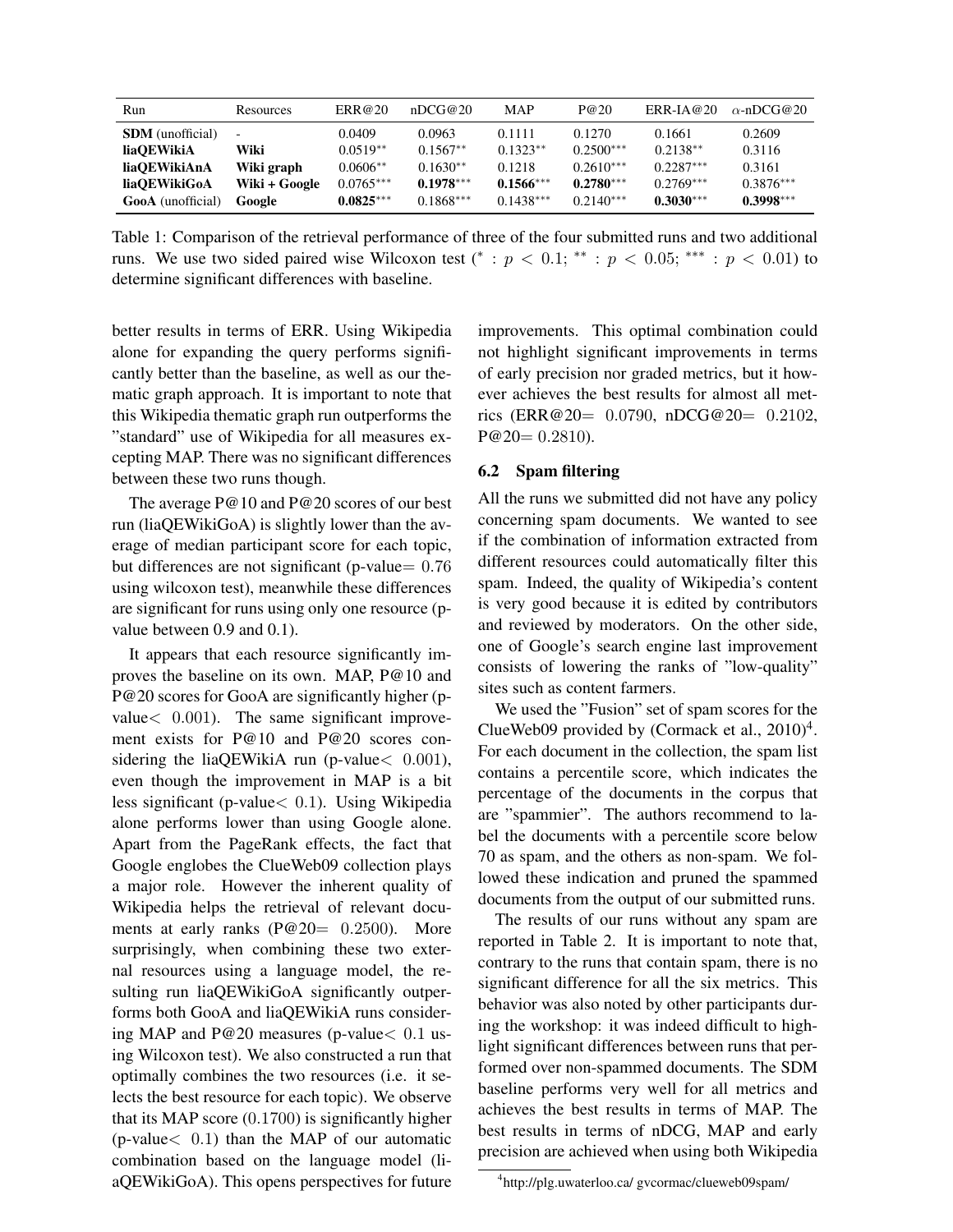| Run | Resources | ERR@20 | nDCG@20 | MAP | P@20 | ERR-IA@20 | $\alpha$-nDCG@20 |
|---|---|---|---|---|---|---|---|
| **SDM** (unofficial) | - | 0.0409 | 0.0963 | 0.1111 | 0.1270 | 0.1661 | 0.2609 |
| **liaQEWikiA** | **Wiki** | $0.0519^{**}$ | $0.1567^{**}$ | $0.1323^{**}$ | $0.2500^{***}$ | $0.2138^{**}$ | 0.3116 |
| **liaQEWikiAnA** | **Wiki graph** | $0.0606^{**}$ | $0.1630^{**}$ | 0.1218 | $0.2610^{***}$ | $0.2287^{***}$ | 0.3161 |
| **liaQEWikiGoA** | **Wiki + Google** | $0.0765^{***}$ | $\mathbf{0.1978}^{***}$ | $\mathbf{0.1566}^{***}$ | $\mathbf{0.2780}^{***}$ | $0.2769^{***}$ | $0.3876^{***}$ |
| **GooA** (unofficial) | **Google** | $\mathbf{0.0825}^{***}$ | $0.1868^{***}$ | $0.1438^{***}$ | $0.2140^{***}$ | $\mathbf{0.3030}^{***}$ | $\mathbf{0.3998}^{***}$ |

Table 1: Comparison of the retrieval performance of three of the four submitted runs and two additional runs. We use two sided paired wise Wilcoxon test ($^{*}: p < 0.1$; $^{**}: p < 0.05$; $^{***}: p < 0.01$) to determine significant differences with baseline.

better results in terms of ERR. Using Wikipedia alone for expanding the query performs significantly better than the baseline, as well as our thematic graph approach. It is important to note that this Wikipedia thematic graph run outperforms the "standard" use of Wikipedia for all measures excepting MAP. There was no significant differences between these two runs though.

The average P@10 and P@20 scores of our best run (liaQEWikiGoA) is slightly lower than the average of median participant score for each topic, but differences are not significant (p-value$= 0.76$ using wilcoxon test), meanwhile these differences are significant for runs using only one resource (p-value between 0.9 and 0.1).

It appears that each resource significantly improves the baseline on its own. MAP, P@10 and P@20 scores for GooA are significantly higher (p-value$< 0.001$). The same significant improvement exists for P@10 and P@20 scores considering the liaQEWikiA run (p-value$< 0.001$), even though the improvement in MAP is a bit less significant (p-value$< 0.1$). Using Wikipedia alone performs lower than using Google alone. Apart from the PageRank effects, the fact that Google englobes the ClueWeb09 collection plays a major role. However the inherent quality of Wikipedia helps the retrieval of relevant documents at early ranks (P@20$= 0.2500$). More surprisingly, when combining these two external resources using a language model, the resulting run liaQEWikiGoA significantly outperforms both GooA and liaQEWikiA runs considering MAP and P@20 measures (p-value$< 0.1$ using Wilcoxon test). We also constructed a run that optimally combines the two resources (i.e. it selects the best resource for each topic). We observe that its MAP score ($0.1700$) is significantly higher (p-value$< 0.1$) than the MAP of our automatic combination based on the language model (liaQEWikiGoA). This opens perspectives for future improvements. This optimal combination could not highlight significant improvements in terms of early precision nor graded metrics, but it however achieves the best results for almost all metrics (ERR@20$= 0.0790$, nDCG@20$= 0.2102$, P@20$= 0.2810$).

### 6.2 Spam filtering

All the runs we submitted did not have any policy concerning spam documents. We wanted to see if the combination of information extracted from different resources could automatically filter this spam. Indeed, the quality of Wikipedia's content is very good because it is edited by contributors and reviewed by moderators. On the other side, one of Google's search engine last improvement consists of lowering the ranks of "low-quality" sites such as content farmers.

We used the "Fusion" set of spam scores for the ClueWeb09 provided by (Cormack et al., 2010)[4]. For each document in the collection, the spam list contains a percentile score, which indicates the percentage of the documents in the corpus that are "spammier". The authors recommend to label the documents with a percentile score below 70 as spam, and the others as non-spam. We followed these indication and pruned the spammed documents from the output of our submitted runs.

The results of our runs without any spam are reported in Table 2. It is important to note that, contrary to the runs that contain spam, there is no significant difference for all the six metrics. This behavior was also noted by other participants during the workshop: it was indeed difficult to highlight significant differences between runs that performed over non-spammed documents. The SDM baseline performs very well for all metrics and achieves the best results in terms of MAP. The best results in terms of nDCG, MAP and early precision are achieved when using both Wikipedia

[4] http://plg.uwaterloo.ca/ gvcormac/clueweb09spam/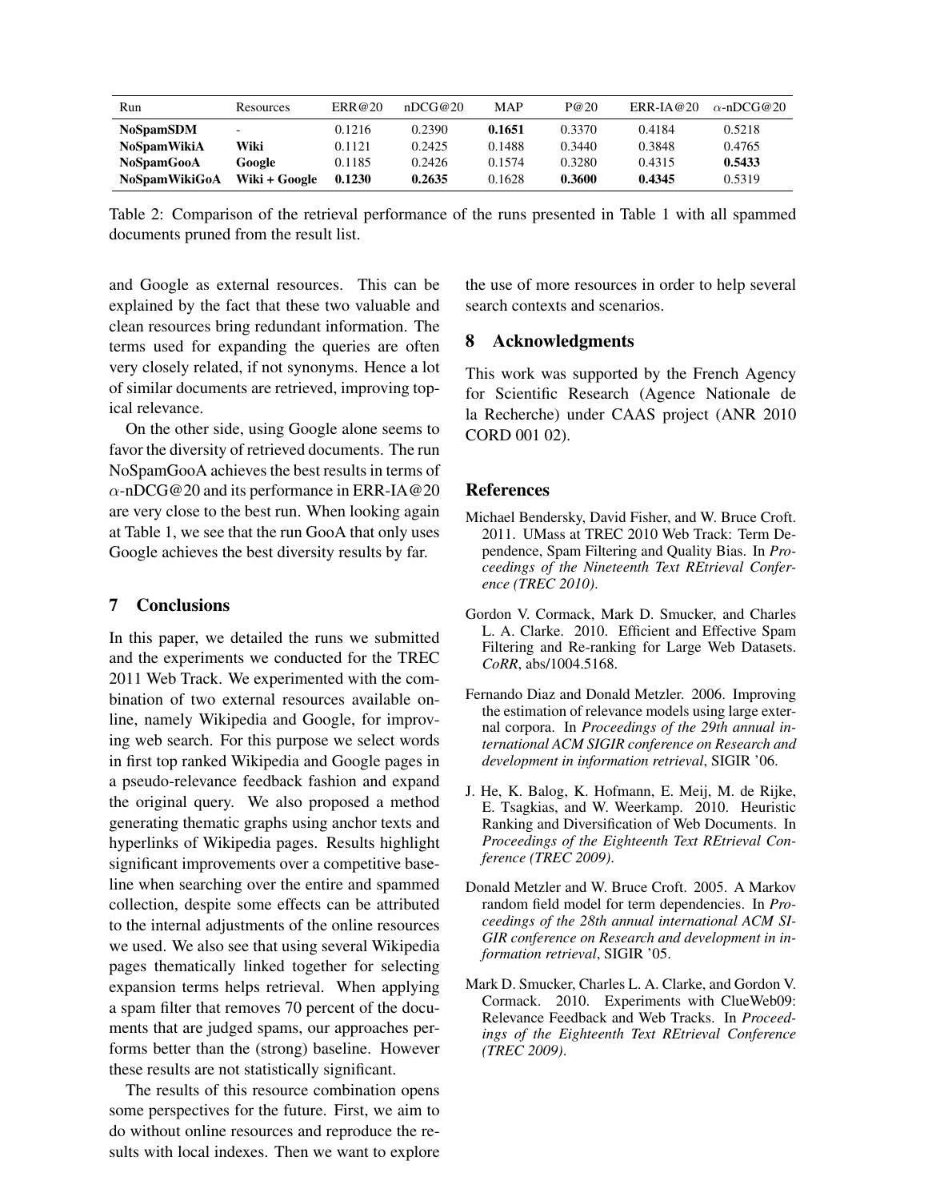| Run | Resources | ERR@20 | nDCG@20 | MAP | P@20 | ERR-IA@20 | $\alpha$-nDCG@20 |
|---|---|---|---|---|---|---|---|
| **NoSpamSDM** | - | 0.1216 | 0.2390 | **0.1651** | 0.3370 | 0.4184 | 0.5218 |
| **NoSpamWikiA** | **Wiki** | 0.1121 | 0.2425 | 0.1488 | 0.3440 | 0.3848 | 0.4765 |
| **NoSpamGooA** | **Google** | 0.1185 | 0.2426 | 0.1574 | 0.3280 | 0.4315 | **0.5433** |
| **NoSpamWikiGoA** | **Wiki + Google** | **0.1230** | **0.2635** | 0.1628 | **0.3600** | **0.4345** | 0.5319 |

Table 2: Comparison of the retrieval performance of the runs presented in Table 1 with all spammed documents pruned from the result list.

and Google as external resources. This can be explained by the fact that these two valuable and clean resources bring redundant information. The terms used for expanding the queries are often very closely related, if not synonyms. Hence a lot of similar documents are retrieved, improving topical relevance.

On the other side, using Google alone seems to favor the diversity of retrieved documents. The run NoSpamGooA achieves the best results in terms of $\alpha$-nDCG@20 and its performance in ERR-IA@20 are very close to the best run. When looking again at Table 1, we see that the run GooA that only uses Google achieves the best diversity results by far.

## 7 Conclusions

In this paper, we detailed the runs we submitted and the experiments we conducted for the TREC 2011 Web Track. We experimented with the combination of two external resources available online, namely Wikipedia and Google, for improving web search. For this purpose we select words in first top ranked Wikipedia and Google pages in a pseudo-relevance feedback fashion and expand the original query. We also proposed a method generating thematic graphs using anchor texts and hyperlinks of Wikipedia pages. Results highlight significant improvements over a competitive baseline when searching over the entire and spammed collection, despite some effects can be attributed to the internal adjustments of the online resources we used. We also see that using several Wikipedia pages thematically linked together for selecting expansion terms helps retrieval. When applying a spam filter that removes 70 percent of the documents that are judged spams, our approaches performs better than the (strong) baseline. However these results are not statistically significant.

The results of this resource combination opens some perspectives for the future. First, we aim to do without online resources and reproduce the results with local indexes. Then we want to explore the use of more resources in order to help several search contexts and scenarios.

## 8 Acknowledgments

This work was supported by the French Agency for Scientific Research (Agence Nationale de la Recherche) under CAAS project (ANR 2010 CORD 001 02).

## References

Michael Bendersky, David Fisher, and W. Bruce Croft. 2011. UMass at TREC 2010 Web Track: Term Dependence, Spam Filtering and Quality Bias. In *Proceedings of the Nineteenth Text REtrieval Conference (TREC 2010)*.

Gordon V. Cormack, Mark D. Smucker, and Charles L. A. Clarke. 2010. Efficient and Effective Spam Filtering and Re-ranking for Large Web Datasets. *CoRR*, abs/1004.5168.

Fernando Diaz and Donald Metzler. 2006. Improving the estimation of relevance models using large external corpora. In *Proceedings of the 29th annual international ACM SIGIR conference on Research and development in information retrieval*, SIGIR '06.

J. He, K. Balog, K. Hofmann, E. Meij, M. de Rijke, E. Tsagkias, and W. Weerkamp. 2010. Heuristic Ranking and Diversification of Web Documents. In *Proceedings of the Eighteenth Text REtrieval Conference (TREC 2009)*.

Donald Metzler and W. Bruce Croft. 2005. A Markov random field model for term dependencies. In *Proceedings of the 28th annual international ACM SIGIR conference on Research and development in information retrieval*, SIGIR '05.

Mark D. Smucker, Charles L. A. Clarke, and Gordon V. Cormack. 2010. Experiments with ClueWeb09: Relevance Feedback and Web Tracks. In *Proceedings of the Eighteenth Text REtrieval Conference (TREC 2009)*.